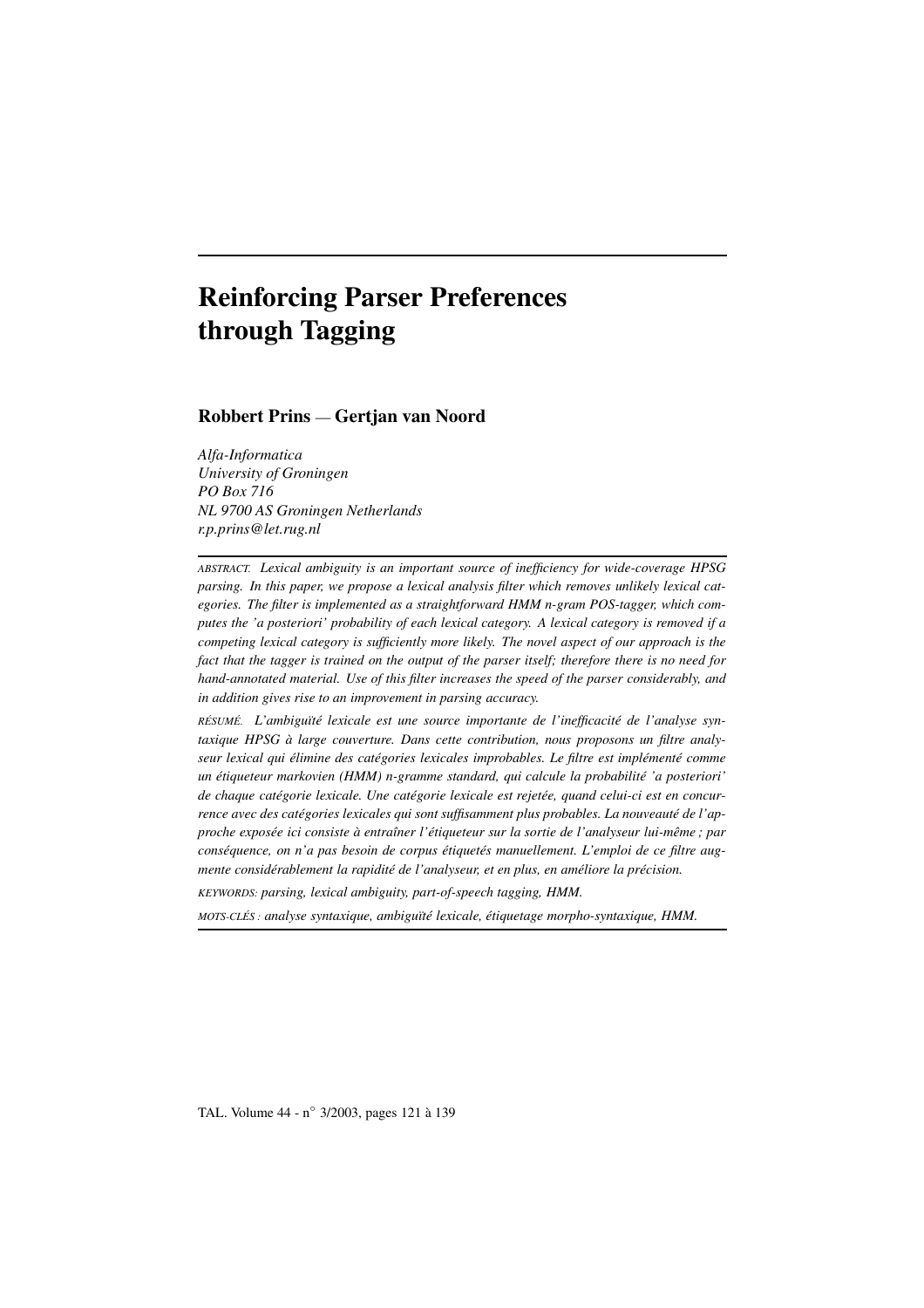# Reinforcing Parser Preferences through Tagging

**Robert Prins — Gertjan van Noord**

*Alfa-Informatica*
*University of Groningen*
*PO Box 716*
*NL 9700 AS Groningen Netherlands*
*r.p.prins@let.rug.nl*

---

*ABSTRACT. Lexical ambiguity is an important source of inefficiency for wide-coverage HPSG parsing. In this paper, we propose a lexical analysis filter which removes unlikely lexical categories. The filter is implemented as a straightforward HMM n-gram POS-tagger, which computes the 'a posteriori' probability of each lexical category. A lexical category is removed if a competing lexical category is sufficiently more likely. The novel aspect of our approach is the fact that the tagger is trained on the output of the parser itself; therefore there is no need for hand-annotated material. Use of this filter increases the speed of the parser considerably, and in addition gives rise to an improvement in parsing accuracy.*

*RÉSUMÉ. L'ambiguïté lexicale est une source importante de l'inefficacité de l'analyse syntaxique HPSG à large couverture. Dans cette contribution, nous proposons un filtre analyseur lexical qui élimine des catégories lexicales improbables. Le filtre est implémenté comme un étiqueteur markovien (HMM) n-gramme standard, qui calcule la probabilité 'a posteriori' de chaque catégorie lexicale. Une catégorie lexicale est rejetée, quand celui-ci est en concurrence avec des catégories lexicales qui sont suffisamment plus probables. La nouveauté de l'approche exposée ici consiste à entraîner l'étiqueteur sur la sortie de l'analyseur lui-même ; par conséquence, on n'a pas besoin de corpus étiquetés manuellement. L'emploi de ce filtre augmente considérablement la rapidité de l'analyseur, et en plus, en améliore la précision.*

*KEYWORDS: parsing, lexical ambiguity, part-of-speech tagging, HMM.*

*MOTS-CLÉS : analyse syntaxique, ambiguïté lexicale, étiquetage morpho-syntaxique, HMM.*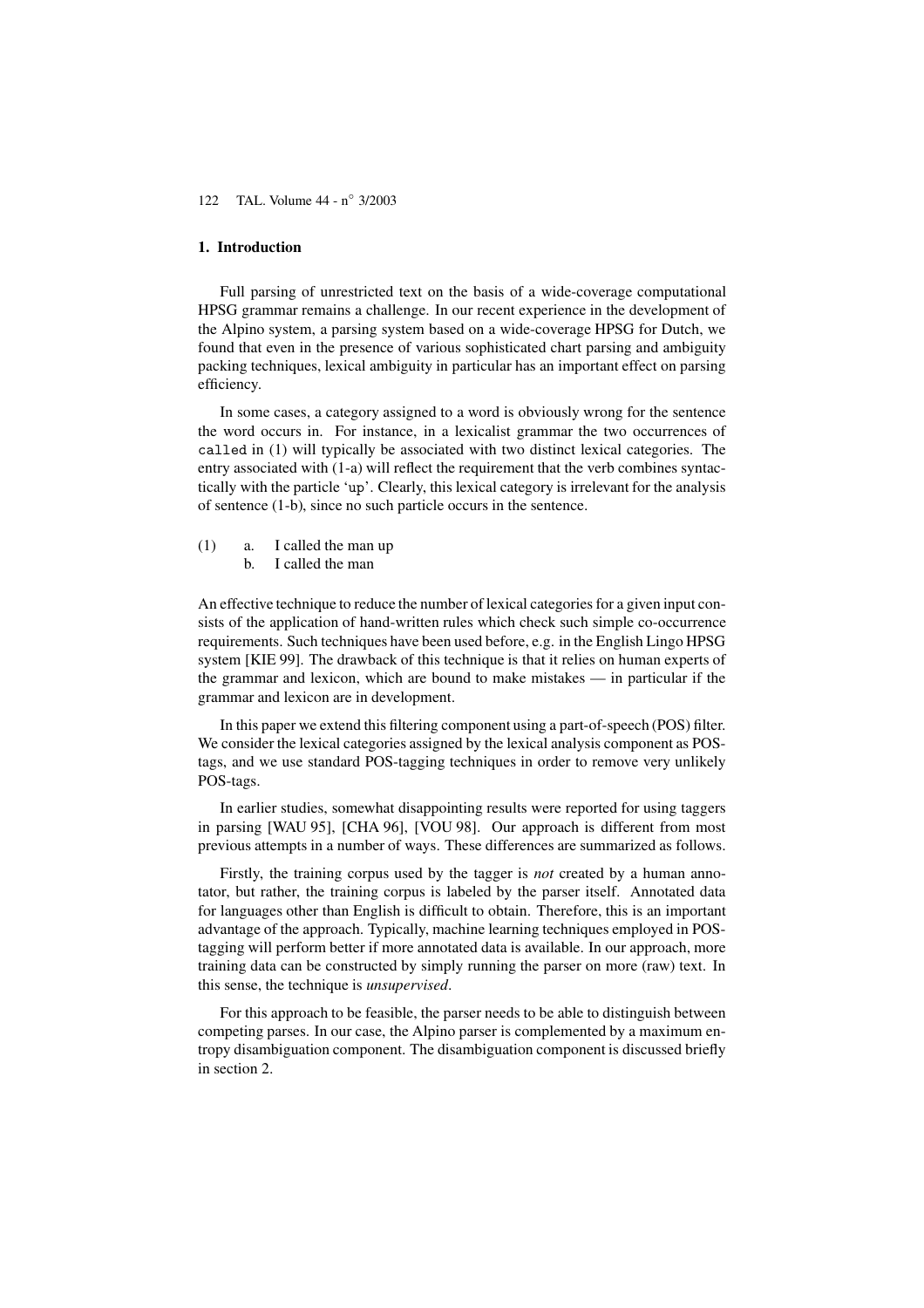## 1. Introduction

Full parsing of unrestricted text on the basis of a wide-coverage computational HPSG grammar remains a challenge. In our recent experience in the development of the Alpino system, a parsing system based on a wide-coverage HPSG for Dutch, we found that even in the presence of various sophisticated chart parsing and ambiguity packing techniques, lexical ambiguity in particular has an important effect on parsing efficiency.

In some cases, a category assigned to a word is obviously wrong for the sentence the word occurs in. For instance, in a lexicalist grammar the two occurrences of `called` in (1) will typically be associated with two distinct lexical categories. The entry associated with (1-a) will reflect the requirement that the verb combines syntactically with the particle '`up`'. Clearly, this lexical category is irrelevant for the analysis of sentence (1-b), since no such particle occurs in the sentence.

(1) a. I called the man up
    b. I called the man

An effective technique to reduce the number of lexical categories for a given input consists of the application of hand-written rules which check such simple co-occurrence requirements. Such techniques have been used before, e.g. in the English Lingo HPSG system [KIE 99]. The drawback of this technique is that it relies on human experts of the grammar and lexicon, which are bound to make mistakes — in particular if the grammar and lexicon are in development.

In this paper we extend this filtering component using a part-of-speech (POS) filter. We consider the lexical categories assigned by the lexical analysis component as POS-tags, and we use standard POS-tagging techniques in order to remove very unlikely POS-tags.

In earlier studies, somewhat disappointing results were reported for using taggers in parsing [WAU 95], [CHA 96], [VOU 98]. Our approach is different from most previous attempts in a number of ways. These differences are summarized as follows.

Firstly, the training corpus used by the tagger is *not* created by a human annotator, but rather, the training corpus is labeled by the parser itself. Annotated data for languages other than English is difficult to obtain. Therefore, this is an important advantage of the approach. Typically, machine learning techniques employed in POS-tagging will perform better if more annotated data is available. In our approach, more training data can be constructed by simply running the parser on more (raw) text. In this sense, the technique is *unsupervised*.

For this approach to be feasible, the parser needs to be able to distinguish between competing parses. In our case, the Alpino parser is complemented by a maximum entropy disambiguation component. The disambiguation component is discussed briefly in section 2.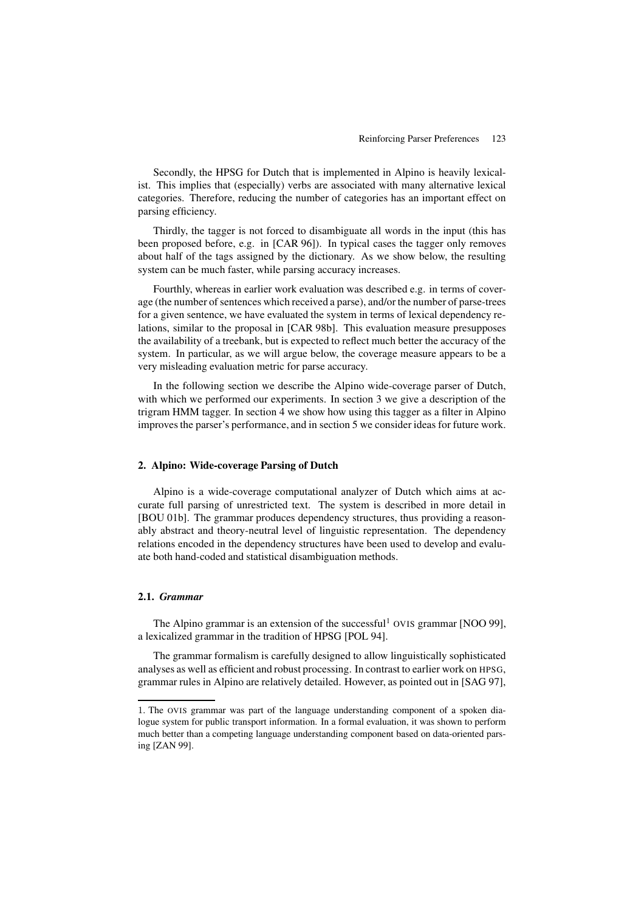Secondly, the HPSG for Dutch that is implemented in Alpino is heavily lexicalist. This implies that (especially) verbs are associated with many alternative lexical categories. Therefore, reducing the number of categories has an important effect on parsing efficiency.

Thirdly, the tagger is not forced to disambiguate all words in the input (this has been proposed before, e.g. in [CAR 96]). In typical cases the tagger only removes about half of the tags assigned by the dictionary. As we show below, the resulting system can be much faster, while parsing accuracy increases.

Fourthly, whereas in earlier work evaluation was described e.g. in terms of coverage (the number of sentences which received a parse), and/or the number of parse-trees for a given sentence, we have evaluated the system in terms of lexical dependency relations, similar to the proposal in [CAR 98b]. This evaluation measure presupposes the availability of a treebank, but is expected to reflect much better the accuracy of the system. In particular, as we will argue below, the coverage measure appears to be a very misleading evaluation metric for parse accuracy.

In the following section we describe the Alpino wide-coverage parser of Dutch, with which we performed our experiments. In section 3 we give a description of the trigram HMM tagger. In section 4 we show how using this tagger as a filter in Alpino improves the parser's performance, and in section 5 we consider ideas for future work.

## 2. Alpino: Wide-coverage Parsing of Dutch

Alpino is a wide-coverage computational analyzer of Dutch which aims at accurate full parsing of unrestricted text. The system is described in more detail in [BOU 01b]. The grammar produces dependency structures, thus providing a reasonably abstract and theory-neutral level of linguistic representation. The dependency relations encoded in the dependency structures have been used to develop and evaluate both hand-coded and statistical disambiguation methods.

### 2.1. *Grammar*

The Alpino grammar is an extension of the successful[1] OVIS grammar [NOO 99], a lexicalized grammar in the tradition of HPSG [POL 94].

The grammar formalism is carefully designed to allow linguistically sophisticated analyses as well as efficient and robust processing. In contrast to earlier work on HPSG, grammar rules in Alpino are relatively detailed. However, as pointed out in [SAG 97],

1. The OVIS grammar was part of the language understanding component of a spoken dialogue system for public transport information. In a formal evaluation, it was shown to perform much better than a competing language understanding component based on data-oriented parsing [ZAN 99].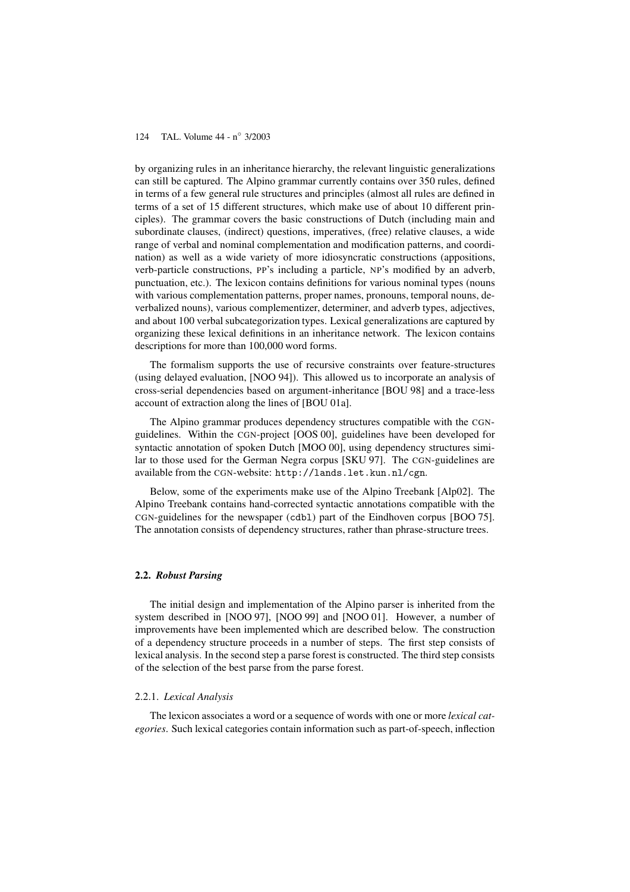by organizing rules in an inheritance hierarchy, the relevant linguistic generalizations can still be captured. The Alpino grammar currently contains over 350 rules, defined in terms of a few general rule structures and principles (almost all rules are defined in terms of a set of 15 different structures, which make use of about 10 different principles). The grammar covers the basic constructions of Dutch (including main and subordinate clauses, (indirect) questions, imperatives, (free) relative clauses, a wide range of verbal and nominal complementation and modification patterns, and coordination) as well as a wide variety of more idiosyncratic constructions (appositions, verb-particle constructions, PP's including a particle, NP's modified by an adverb, punctuation, etc.). The lexicon contains definitions for various nominal types (nouns with various complementation patterns, proper names, pronouns, temporal nouns, deverbalized nouns), various complementizer, determiner, and adverb types, adjectives, and about 100 verbal subcategorization types. Lexical generalizations are captured by organizing these lexical definitions in an inheritance network. The lexicon contains descriptions for more than 100,000 word forms.

The formalism supports the use of recursive constraints over feature-structures (using delayed evaluation, [NOO 94]). This allowed us to incorporate an analysis of cross-serial dependencies based on argument-inheritance [BOU 98] and a trace-less account of extraction along the lines of [BOU 01a].

The Alpino grammar produces dependency structures compatible with the CGN-guidelines. Within the CGN-project [OOS 00], guidelines have been developed for syntactic annotation of spoken Dutch [MOO 00], using dependency structures similar to those used for the German Negra corpus [SKU 97]. The CGN-guidelines are available from the CGN-website: `http://lands.let.kun.nl/cgn`.

Below, some of the experiments make use of the Alpino Treebank [Alp02]. The Alpino Treebank contains hand-corrected syntactic annotations compatible with the CGN-guidelines for the newspaper (`cdbl`) part of the Eindhoven corpus [BOO 75]. The annotation consists of dependency structures, rather than phrase-structure trees.

### 2.2. *Robust Parsing*

The initial design and implementation of the Alpino parser is inherited from the system described in [NOO 97], [NOO 99] and [NOO 01]. However, a number of improvements have been implemented which are described below. The construction of a dependency structure proceeds in a number of steps. The first step consists of lexical analysis. In the second step a parse forest is constructed. The third step consists of the selection of the best parse from the parse forest.

#### 2.2.1. *Lexical Analysis*

The lexicon associates a word or a sequence of words with one or more *lexical categories*. Such lexical categories contain information such as part-of-speech, inflection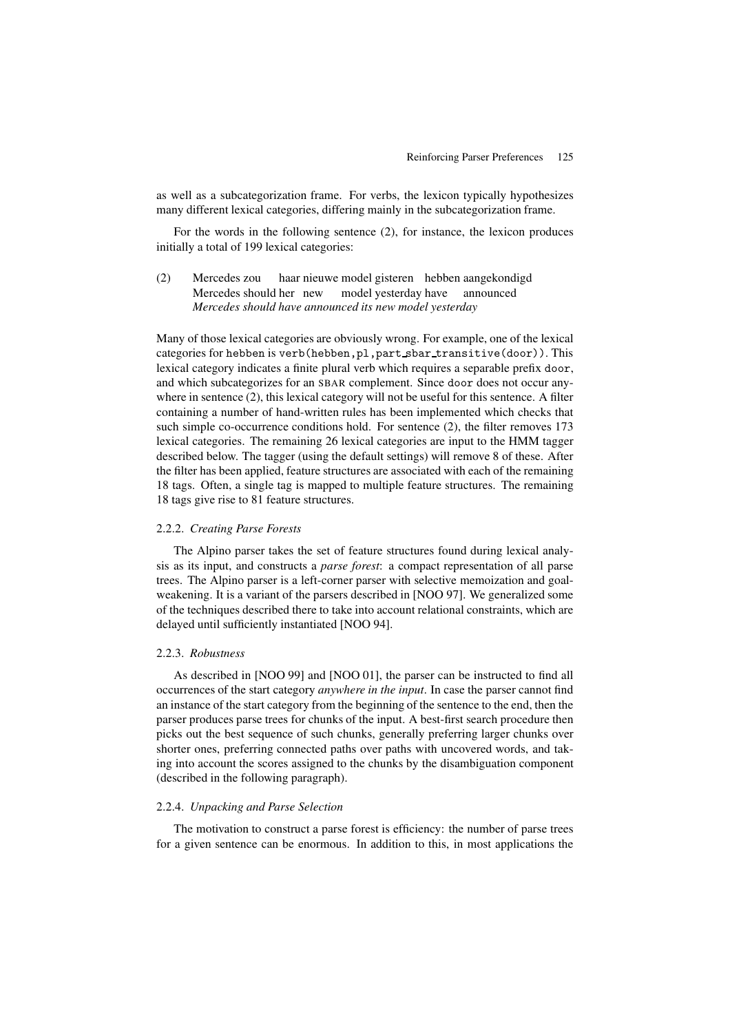as well as a subcategorization frame. For verbs, the lexicon typically hypothesizes many different lexical categories, differing mainly in the subcategorization frame.

For the words in the following sentence (2), for instance, the lexicon produces initially a total of 199 lexical categories:

(2) Mercedes zou haar nieuwe model gisteren hebben aangekondigd
Mercedes should her new model yesterday have announced
*Mercedes should have announced its new model yesterday*

Many of those lexical categories are obviously wrong. For example, one of the lexical categories for `hebben` is `verb(hebben,pl,part_sbar_transitive(door))`. This lexical category indicates a finite plural verb which requires a separable prefix `door`, and which subcategorizes for an SBAR complement. Since `door` does not occur anywhere in sentence (2), this lexical category will not be useful for this sentence. A filter containing a number of hand-written rules has been implemented which checks that such simple co-occurrence conditions hold. For sentence (2), the filter removes 173 lexical categories. The remaining 26 lexical categories are input to the HMM tagger described below. The tagger (using the default settings) will remove 8 of these. After the filter has been applied, feature structures are associated with each of the remaining 18 tags. Often, a single tag is mapped to multiple feature structures. The remaining 18 tags give rise to 81 feature structures.

#### 2.2.2. *Creating Parse Forests*

The Alpino parser takes the set of feature structures found during lexical analysis as its input, and constructs a *parse forest*: a compact representation of all parse trees. The Alpino parser is a left-corner parser with selective memoization and goal-weakening. It is a variant of the parsers described in [NOO 97]. We generalized some of the techniques described there to take into account relational constraints, which are delayed until sufficiently instantiated [NOO 94].

#### 2.2.3. *Robustness*

As described in [NOO 99] and [NOO 01], the parser can be instructed to find all occurrences of the start category *anywhere in the input*. In case the parser cannot find an instance of the start category from the beginning of the sentence to the end, then the parser produces parse trees for chunks of the input. A best-first search procedure then picks out the best sequence of such chunks, generally preferring larger chunks over shorter ones, preferring connected paths over paths with uncovered words, and taking into account the scores assigned to the chunks by the disambiguation component (described in the following paragraph).

#### 2.2.4. *Unpacking and Parse Selection*

The motivation to construct a parse forest is efficiency: the number of parse trees for a given sentence can be enormous. In addition to this, in most applications the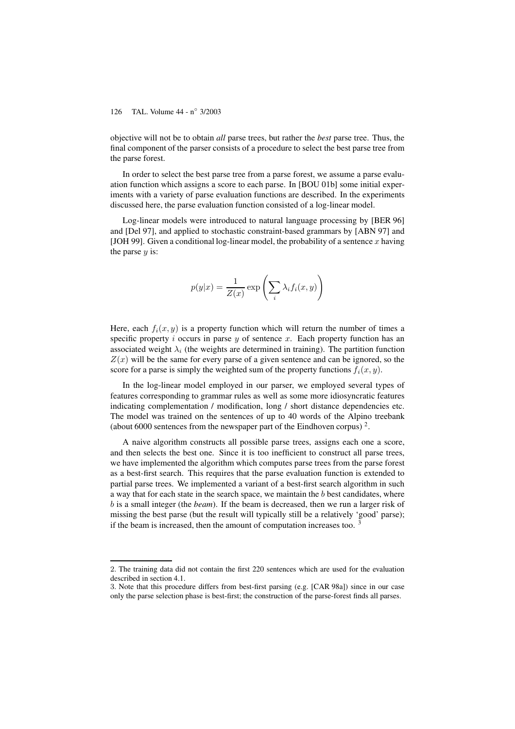objective will not be to obtain *all* parse trees, but rather the *best* parse tree. Thus, the final component of the parser consists of a procedure to select the best parse tree from the parse forest.

In order to select the best parse tree from a parse forest, we assume a parse evaluation function which assigns a score to each parse. In [BOU 01b] some initial experiments with a variety of parse evaluation functions are described. In the experiments discussed here, the parse evaluation function consisted of a log-linear model.

Log-linear models were introduced to natural language processing by [BER 96] and [Del 97], and applied to stochastic constraint-based grammars by [ABN 97] and [JOH 99]. Given a conditional log-linear model, the probability of a sentence $x$ having the parse $y$ is:

$$p(y|x) = \frac{1}{Z(x)} \exp\left(\sum_i \lambda_i f_i(x, y)\right)$$

Here, each $f_i(x, y)$ is a property function which will return the number of times a specific property $i$ occurs in parse $y$ of sentence $x$. Each property function has an associated weight $\lambda_i$ (the weights are determined in training). The partition function $Z(x)$ will be the same for every parse of a given sentence and can be ignored, so the score for a parse is simply the weighted sum of the property functions $f_i(x, y)$.

In the log-linear model employed in our parser, we employed several types of features corresponding to grammar rules as well as some more idiosyncratic features indicating complementation / modification, long / short distance dependencies etc. The model was trained on the sentences of up to 40 words of the Alpino treebank (about 6000 sentences from the newspaper part of the Eindhoven corpus) [2].

A naive algorithm constructs all possible parse trees, assigns each one a score, and then selects the best one. Since it is too inefficient to construct all parse trees, we have implemented the algorithm which computes parse trees from the parse forest as a best-first search. This requires that the parse evaluation function is extended to partial parse trees. We implemented a variant of a best-first search algorithm in such a way that for each state in the search space, we maintain the $b$ best candidates, where $b$ is a small integer (the *beam*). If the beam is decreased, then we run a larger risk of missing the best parse (but the result will typically still be a relatively 'good' parse); if the beam is increased, then the amount of computation increases too. [3]

2. The training data did not contain the first 220 sentences which are used for the evaluation described in section 4.1.

3. Note that this procedure differs from best-first parsing (e.g. [CAR 98a]) since in our case only the parse selection phase is best-first; the construction of the parse-forest finds all parses.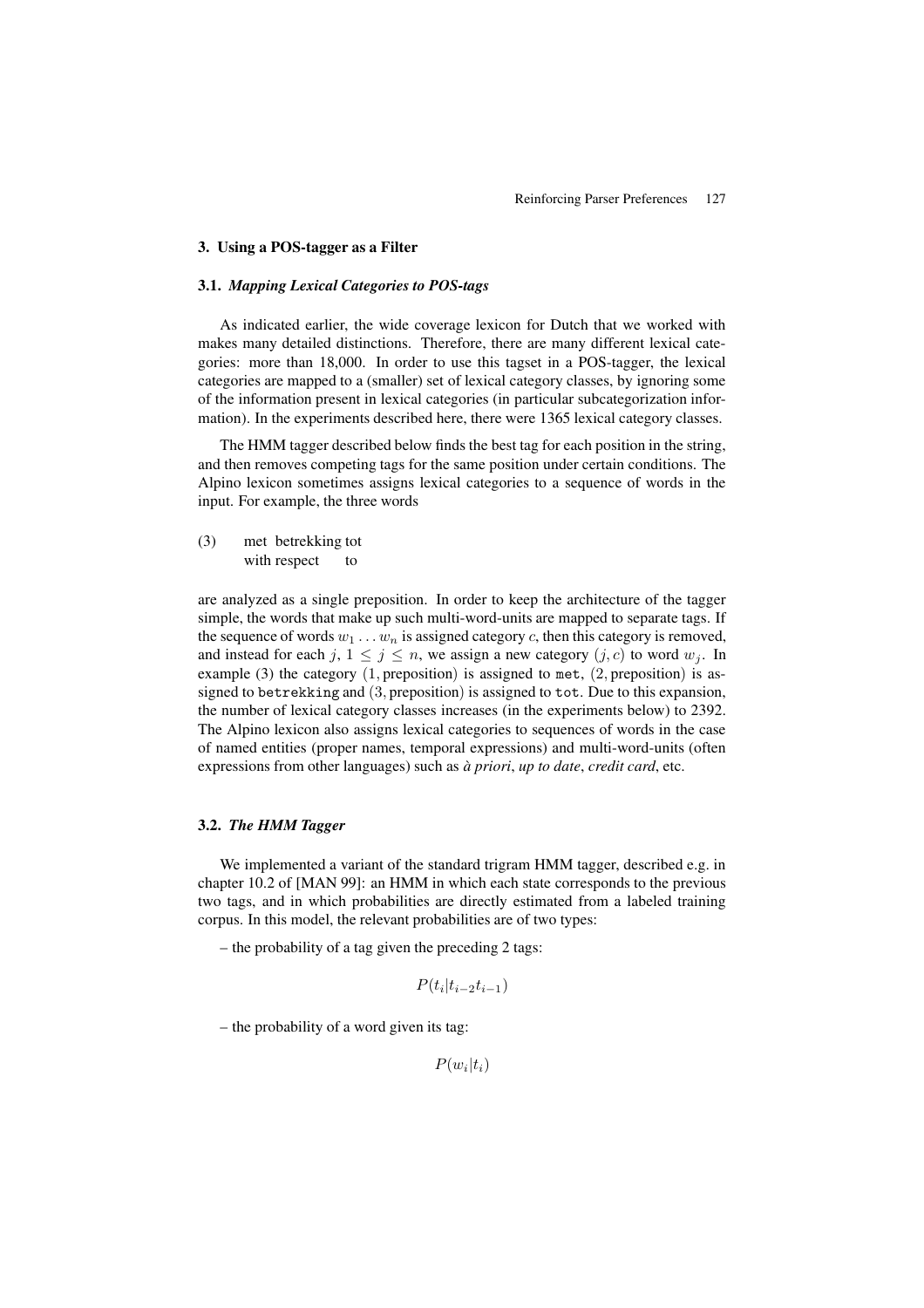## 3. Using a POS-tagger as a Filter

### 3.1. *Mapping Lexical Categories to POS-tags*

As indicated earlier, the wide coverage lexicon for Dutch that we worked with makes many detailed distinctions. Therefore, there are many different lexical categories: more than 18,000. In order to use this tagset in a POS-tagger, the lexical categories are mapped to a (smaller) set of lexical category classes, by ignoring some of the information present in lexical categories (in particular subcategorization information). In the experiments described here, there were 1365 lexical category classes.

The HMM tagger described below finds the best tag for each position in the string, and then removes competing tags for the same position under certain conditions. The Alpino lexicon sometimes assigns lexical categories to a sequence of words in the input. For example, the three words

(3) met betrekking tot
with respect to

are analyzed as a single preposition. In order to keep the architecture of the tagger simple, the words that make up such multi-word-units are mapped to separate tags. If the sequence of words $w_1 \ldots w_n$ is assigned category $c$, then this category is removed, and instead for each $j$, $1 \leq j \leq n$, we assign a new category $(j, c)$ to word $w_j$. In example (3) the category $(1, \text{preposition})$ is assigned to `met`, $(2, \text{preposition})$ is assigned to `betrekking` and $(3, \text{preposition})$ is assigned to `tot`. Due to this expansion, the number of lexical category classes increases (in the experiments below) to 2392. The Alpino lexicon also assigns lexical categories to sequences of words in the case of named entities (proper names, temporal expressions) and multi-word-units (often expressions from other languages) such as *à priori*, *up to date*, *credit card*, etc.

### 3.2. *The HMM Tagger*

We implemented a variant of the standard trigram HMM tagger, described e.g. in chapter 10.2 of [MAN 99]: an HMM in which each state corresponds to the previous two tags, and in which probabilities are directly estimated from a labeled training corpus. In this model, the relevant probabilities are of two types:

– the probability of a tag given the preceding 2 tags:

$$P(t_i | t_{i-2} t_{i-1})$$

– the probability of a word given its tag:

$$P(w_i | t_i)$$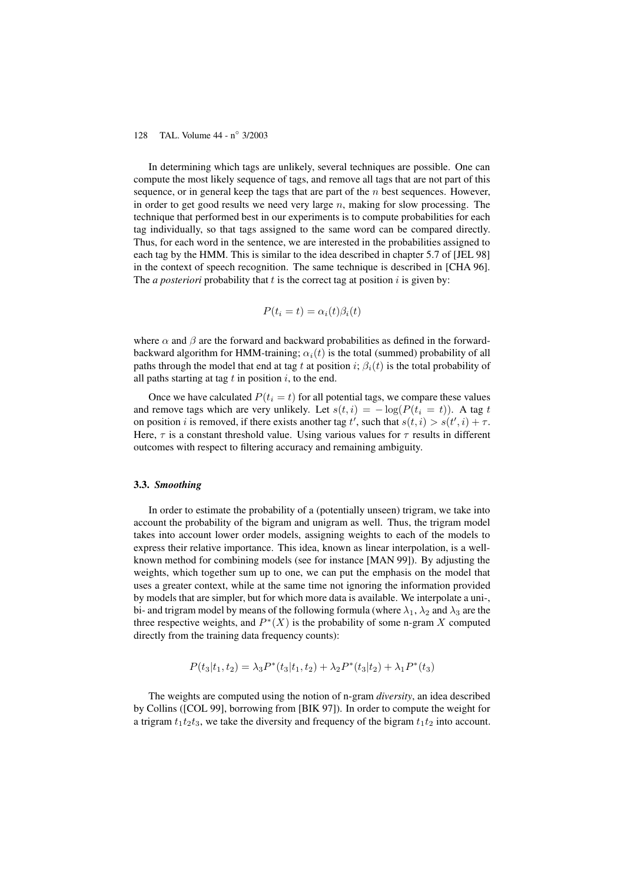In determining which tags are unlikely, several techniques are possible. One can compute the most likely sequence of tags, and remove all tags that are not part of this sequence, or in general keep the tags that are part of the $n$ best sequences. However, in order to get good results we need very large $n$, making for slow processing. The technique that performed best in our experiments is to compute probabilities for each tag individually, so that tags assigned to the same word can be compared directly. Thus, for each word in the sentence, we are interested in the probabilities assigned to each tag by the HMM. This is similar to the idea described in chapter 5.7 of [JEL 98] in the context of speech recognition. The same technique is described in [CHA 96]. The *a posteriori* probability that $t$ is the correct tag at position $i$ is given by:

$$P(t_i = t) = \alpha_i(t)\beta_i(t)$$

where $\alpha$ and $\beta$ are the forward and backward probabilities as defined in the forward-backward algorithm for HMM-training; $\alpha_i(t)$ is the total (summed) probability of all paths through the model that end at tag $t$ at position $i$; $\beta_i(t)$ is the total probability of all paths starting at tag $t$ in position $i$, to the end.

Once we have calculated $P(t_i = t)$ for all potential tags, we compare these values and remove tags which are very unlikely. Let $s(t, i) = -\log(P(t_i = t))$. A tag $t$ on position $i$ is removed, if there exists another tag $t'$, such that $s(t, i) > s(t', i) + \tau$. Here, $\tau$ is a constant threshold value. Using various values for $\tau$ results in different outcomes with respect to filtering accuracy and remaining ambiguity.

### 3.3. *Smoothing*

In order to estimate the probability of a (potentially unseen) trigram, we take into account the probability of the bigram and unigram as well. Thus, the trigram model takes into account lower order models, assigning weights to each of the models to express their relative importance. This idea, known as linear interpolation, is a well-known method for combining models (see for instance [MAN 99]). By adjusting the weights, which together sum up to one, we can put the emphasis on the model that uses a greater context, while at the same time not ignoring the information provided by models that are simpler, but for which more data is available. We interpolate a uni-, bi- and trigram model by means of the following formula (where $\lambda_1$, $\lambda_2$ and $\lambda_3$ are the three respective weights, and $P^*(X)$ is the probability of some n-gram $X$ computed directly from the training data frequency counts):

$$P(t_3|t_1, t_2) = \lambda_3 P^*(t_3|t_1, t_2) + \lambda_2 P^*(t_3|t_2) + \lambda_1 P^*(t_3)$$

The weights are computed using the notion of n-gram *diversity*, an idea described by Collins ([COL 99], borrowing from [BIK 97]). In order to compute the weight for a trigram $t_1 t_2 t_3$, we take the diversity and frequency of the bigram $t_1 t_2$ into account.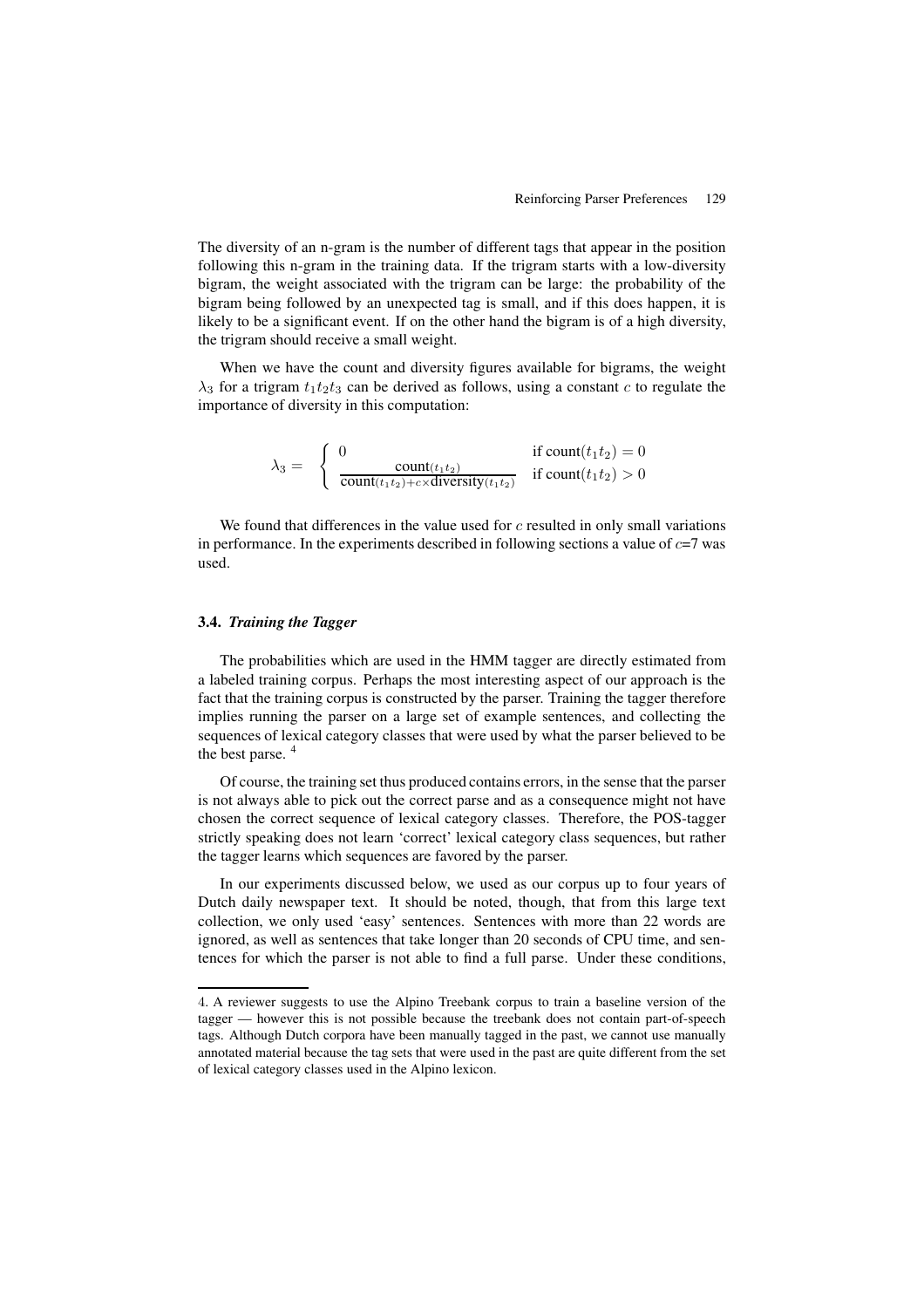The diversity of an n-gram is the number of different tags that appear in the position following this n-gram in the training data. If the trigram starts with a low-diversity bigram, the weight associated with the trigram can be large: the probability of the bigram being followed by an unexpected tag is small, and if this does happen, it is likely to be a significant event. If on the other hand the bigram is of a high diversity, the trigram should receive a small weight.

When we have the count and diversity figures available for bigrams, the weight $\lambda_3$ for a trigram $t_1t_2t_3$ can be derived as follows, using a constant $c$ to regulate the importance of diversity in this computation:

$$\lambda_3 = \begin{cases} 0 & \text{if count}(t_1t_2) = 0 \\ \frac{\text{count}(t_1t_2)}{\text{count}(t_1t_2)+c\times\text{diversity}(t_1t_2)} & \text{if count}(t_1t_2) > 0 \end{cases}$$

We found that differences in the value used for $c$ resulted in only small variations in performance. In the experiments described in following sections a value of $c$=7 was used.

### 3.4. *Training the Tagger*

The probabilities which are used in the HMM tagger are directly estimated from a labeled training corpus. Perhaps the most interesting aspect of our approach is the fact that the training corpus is constructed by the parser. Training the tagger therefore implies running the parser on a large set of example sentences, and collecting the sequences of lexical category classes that were used by what the parser believed to be the best parse. [4]

Of course, the training set thus produced contains errors, in the sense that the parser is not always able to pick out the correct parse and as a consequence might not have chosen the correct sequence of lexical category classes. Therefore, the POS-tagger strictly speaking does not learn 'correct' lexical category class sequences, but rather the tagger learns which sequences are favored by the parser.

In our experiments discussed below, we used as our corpus up to four years of Dutch daily newspaper text. It should be noted, though, that from this large text collection, we only used 'easy' sentences. Sentences with more than 22 words are ignored, as well as sentences that take longer than 20 seconds of CPU time, and sentences for which the parser is not able to find a full parse. Under these conditions,

4. A reviewer suggests to use the Alpino Treebank corpus to train a baseline version of the tagger — however this is not possible because the treebank does not contain part-of-speech tags. Although Dutch corpora have been manually tagged in the past, we cannot use manually annotated material because the tag sets that were used in the past are quite different from the set of lexical category classes used in the Alpino lexicon.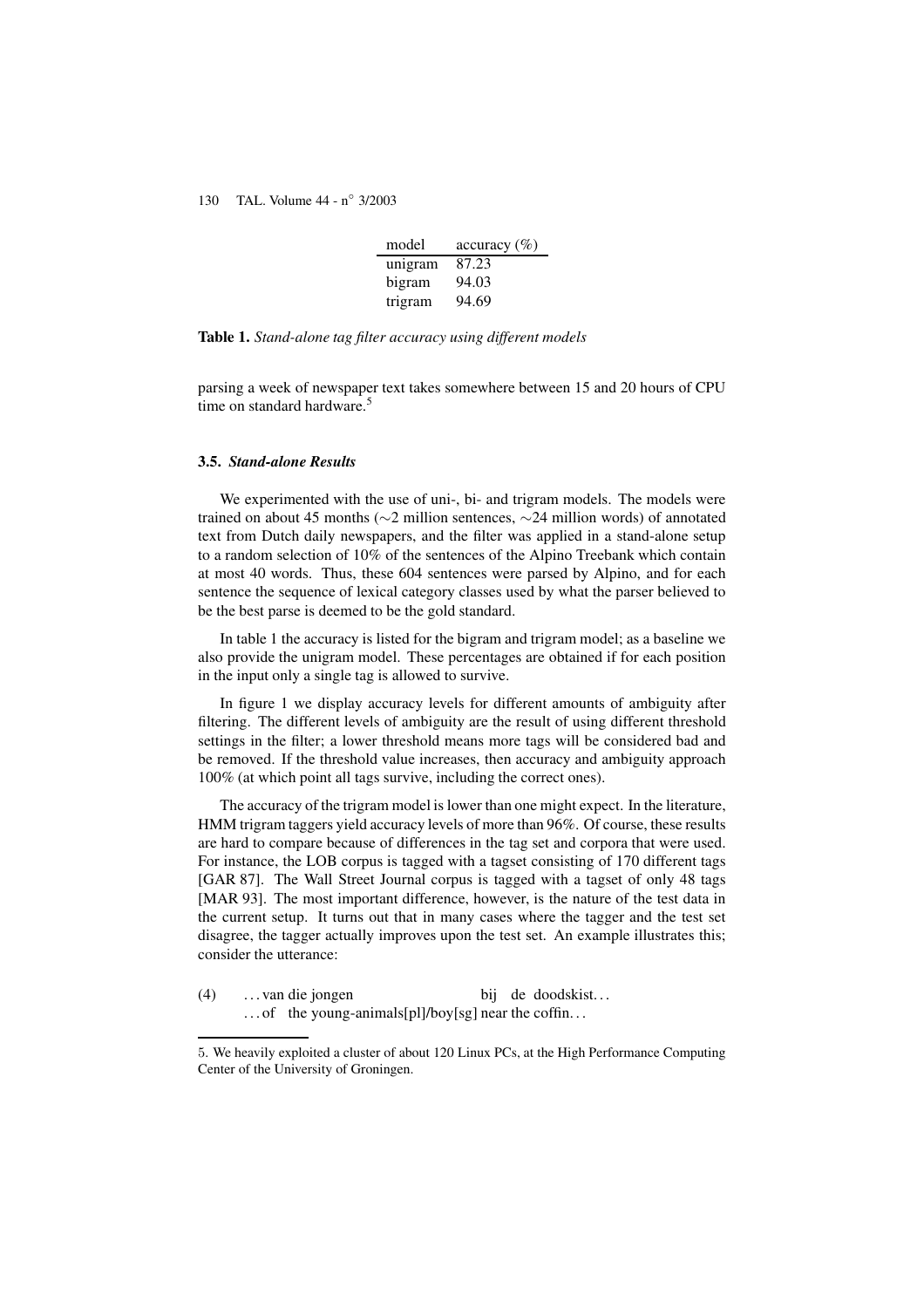| model | accuracy (%) |
| --- | --- |
| unigram | 87.23 |
| bigram | 94.03 |
| trigram | 94.69 |

**Table 1.** *Stand-alone tag filter accuracy using different models*

parsing a week of newspaper text takes somewhere between 15 and 20 hours of CPU time on standard hardware.[5]

### 3.5. *Stand-alone Results*

We experimented with the use of uni-, bi- and trigram models. The models were trained on about 45 months (∼2 million sentences, ∼24 million words) of annotated text from Dutch daily newspapers, and the filter was applied in a stand-alone setup to a random selection of 10% of the sentences of the Alpino Treebank which contain at most 40 words. Thus, these 604 sentences were parsed by Alpino, and for each sentence the sequence of lexical category classes used by what the parser believed to be the best parse is deemed to be the gold standard.

In table 1 the accuracy is listed for the bigram and trigram model; as a baseline we also provide the unigram model. These percentages are obtained if for each position in the input only a single tag is allowed to survive.

In figure 1 we display accuracy levels for different amounts of ambiguity after filtering. The different levels of ambiguity are the result of using different threshold settings in the filter; a lower threshold means more tags will be considered bad and be removed. If the threshold value increases, then accuracy and ambiguity approach 100% (at which point all tags survive, including the correct ones).

The accuracy of the trigram model is lower than one might expect. In the literature, HMM trigram taggers yield accuracy levels of more than 96%. Of course, these results are hard to compare because of differences in the tag set and corpora that were used. For instance, the LOB corpus is tagged with a tagset consisting of 170 different tags [GAR 87]. The Wall Street Journal corpus is tagged with a tagset of only 48 tags [MAR 93]. The most important difference, however, is the nature of the test data in the current setup. It turns out that in many cases where the tagger and the test set disagree, the tagger actually improves upon the test set. An example illustrates this; consider the utterance:

(4) . . . van die jongen bij de doodskist. . .
. . . of the young-animals[pl]/boy[sg] near the coffin. . .

5. We heavily exploited a cluster of about 120 Linux PCs, at the High Performance Computing Center of the University of Groningen.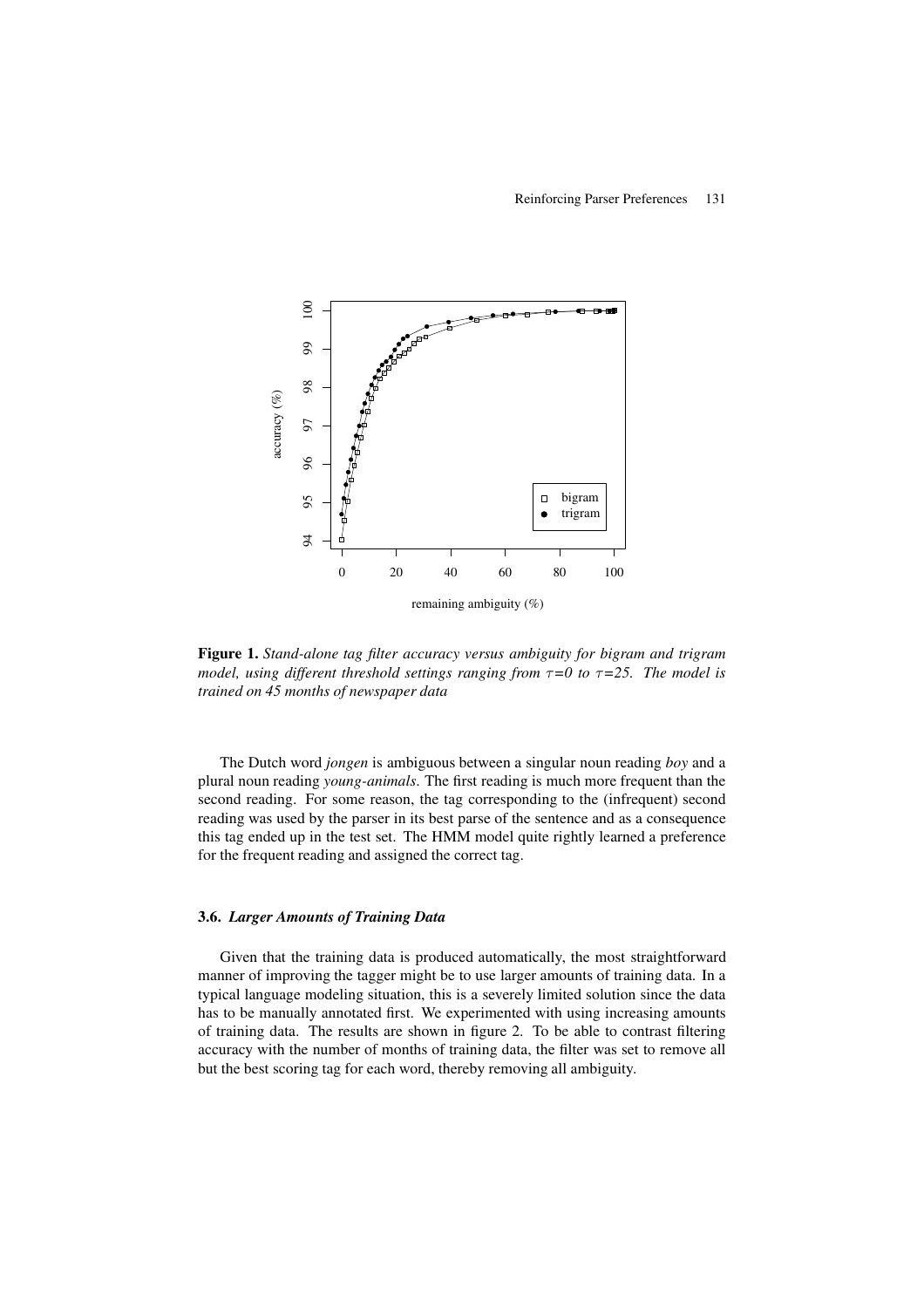accuracy (%)

100
99
98
97
96
95
94

0 20 40 60 80 100

remaining ambiguity (%)

bigram
trigram

**Figure 1.** *Stand-alone tag filter accuracy versus ambiguity for bigram and trigram model, using different threshold settings ranging from $\tau$=0 to $\tau$=25. The model is trained on 45 months of newspaper data*

The Dutch word *jongen* is ambiguous between a singular noun reading *boy* and a plural noun reading *young-animals*. The first reading is much more frequent than the second reading. For some reason, the tag corresponding to the (infrequent) second reading was used by the parser in its best parse of the sentence and as a consequence this tag ended up in the test set. The HMM model quite rightly learned a preference for the frequent reading and assigned the correct tag.

### 3.6. *Larger Amounts of Training Data*

Given that the training data is produced automatically, the most straightforward manner of improving the tagger might be to use larger amounts of training data. In a typical language modeling situation, this is a severely limited solution since the data has to be manually annotated first. We experimented with using increasing amounts of training data. The results are shown in figure 2. To be able to contrast filtering accuracy with the number of months of training data, the filter was set to remove all but the best scoring tag for each word, thereby removing all ambiguity.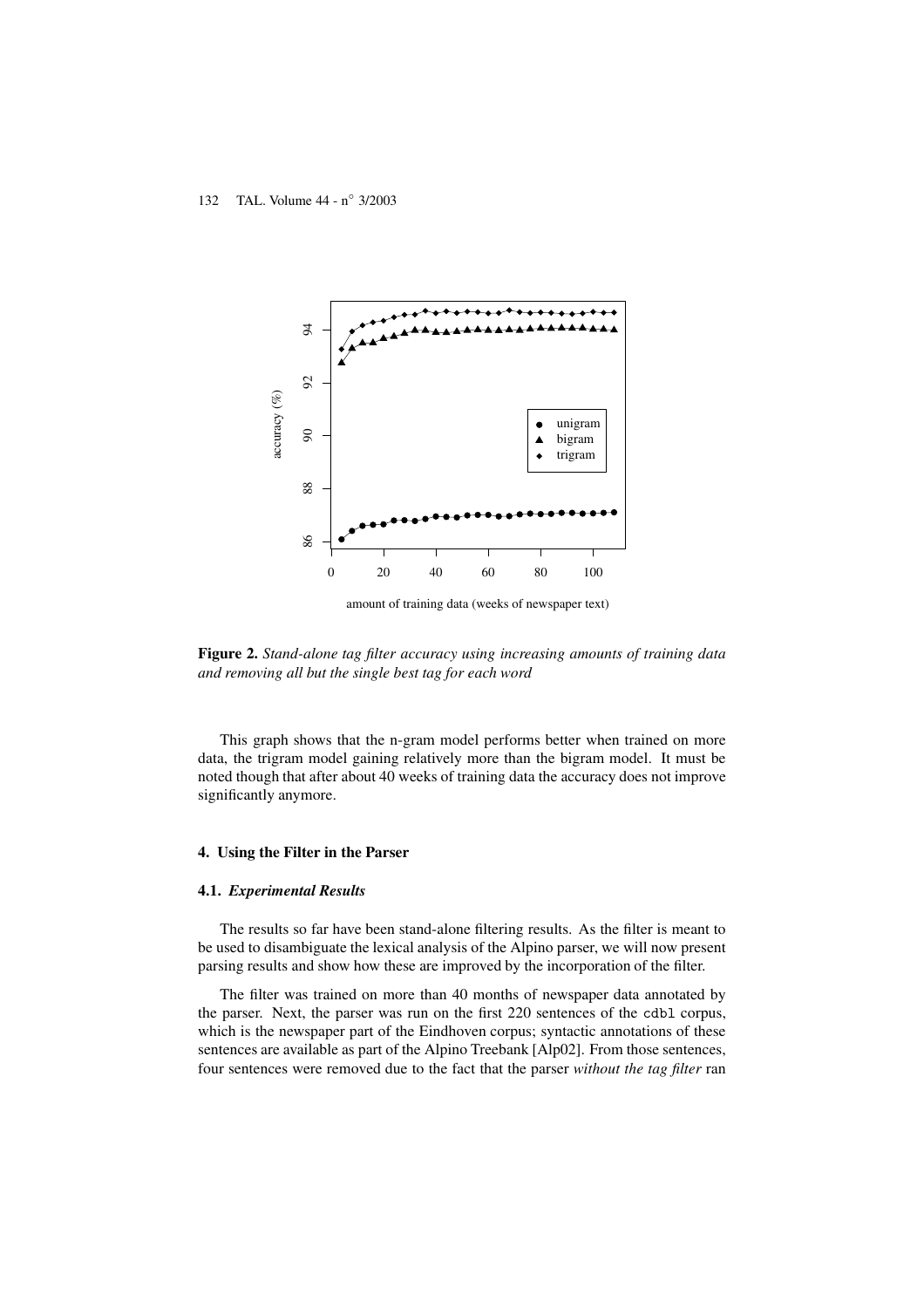accuracy (%)

94

92

90

88

86

0 20 40 60 80 100

amount of training data (weeks of newspaper text)

unigram
bigram
trigram

**Figure 2.** *Stand-alone tag filter accuracy using increasing amounts of training data and removing all but the single best tag for each word*

This graph shows that the n-gram model performs better when trained on more data, the trigram model gaining relatively more than the bigram model. It must be noted though that after about 40 weeks of training data the accuracy does not improve significantly anymore.

## 4. Using the Filter in the Parser

### 4.1. *Experimental Results*

The results so far have been stand-alone filtering results. As the filter is meant to be used to disambiguate the lexical analysis of the Alpino parser, we will now present parsing results and show how these are improved by the incorporation of the filter.

The filter was trained on more than 40 months of newspaper data annotated by the parser. Next, the parser was run on the first 220 sentences of the `cdbl` corpus, which is the newspaper part of the Eindhoven corpus; syntactic annotations of these sentences are available as part of the Alpino Treebank [Alp02]. From those sentences, four sentences were removed due to the fact that the parser *without the tag filter* ran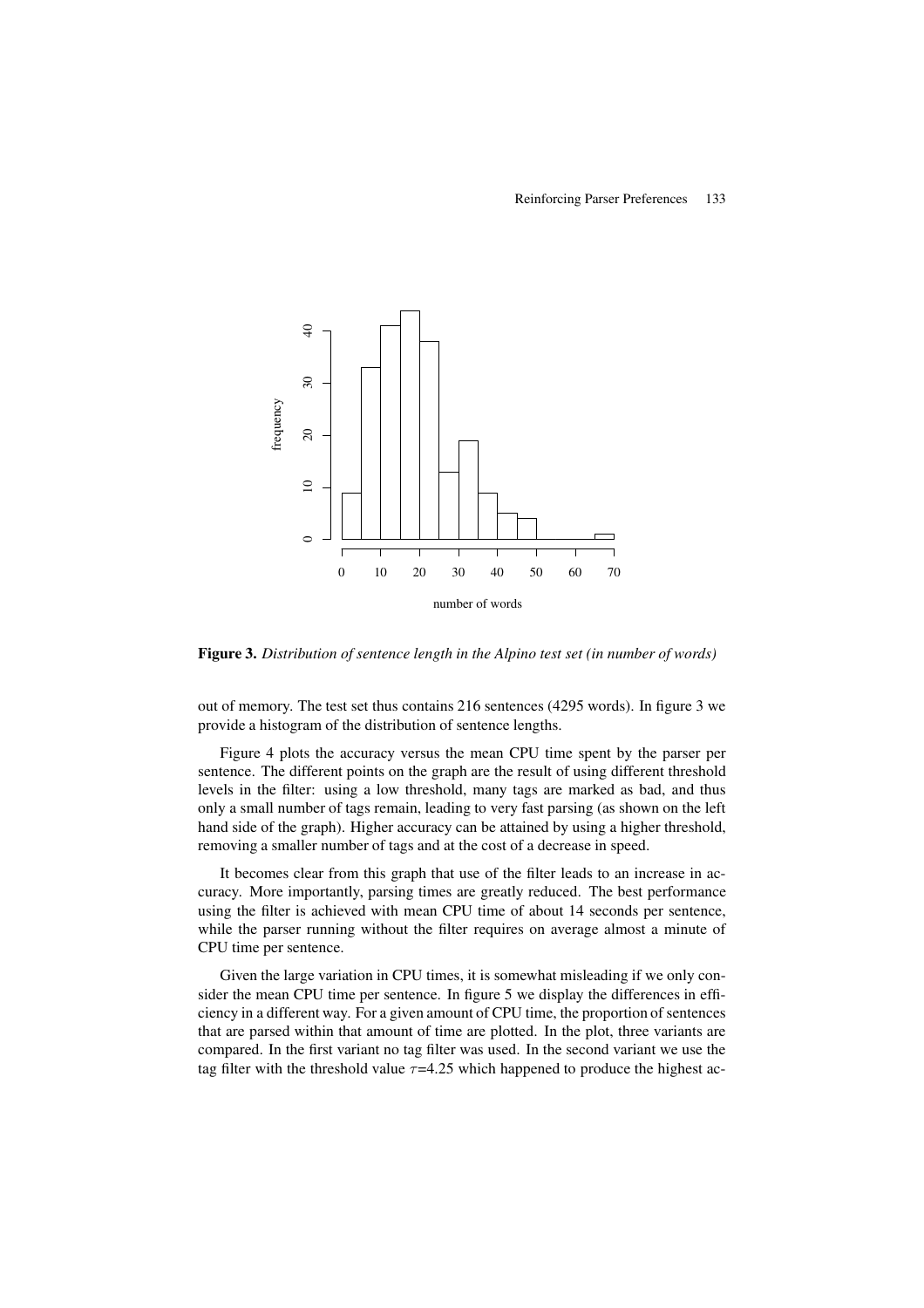frequency

0
10
20
30
40

0 10 20 30 40 50 60 70

number of words

**Figure 3.** *Distribution of sentence length in the Alpino test set (in number of words)*

out of memory. The test set thus contains 216 sentences (4295 words). In figure 3 we provide a histogram of the distribution of sentence lengths.

Figure 4 plots the accuracy versus the mean CPU time spent by the parser per sentence. The different points on the graph are the result of using different threshold levels in the filter: using a low threshold, many tags are marked as bad, and thus only a small number of tags remain, leading to very fast parsing (as shown on the left hand side of the graph). Higher accuracy can be attained by using a higher threshold, removing a smaller number of tags and at the cost of a decrease in speed.

It becomes clear from this graph that use of the filter leads to an increase in accuracy. More importantly, parsing times are greatly reduced. The best performance using the filter is achieved with mean CPU time of about 14 seconds per sentence, while the parser running without the filter requires on average almost a minute of CPU time per sentence.

Given the large variation in CPU times, it is somewhat misleading if we only consider the mean CPU time per sentence. In figure 5 we display the differences in efficiency in a different way. For a given amount of CPU time, the proportion of sentences that are parsed within that amount of time are plotted. In the plot, three variants are compared. In the first variant no tag filter was used. In the second variant we use the tag filter with the threshold value $\tau$=4.25 which happened to produce the highest ac-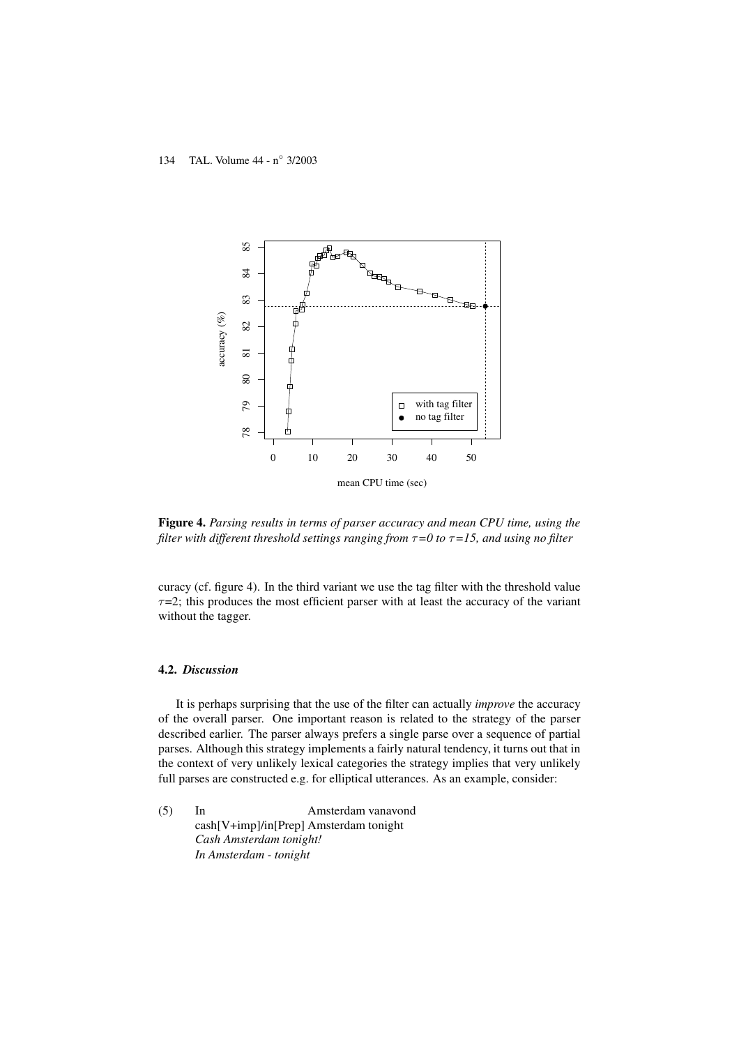85

84

83

82

81

80

79

78

accuracy (%)

0 10 20 30 40 50

mean CPU time (sec)

with tag filter

no tag filter

**Figure 4.** *Parsing results in terms of parser accuracy and mean CPU time, using the filter with different threshold settings ranging from $\tau$=0 to $\tau$=15, and using no filter*

curacy (cf. figure 4). In the third variant we use the tag filter with the threshold value $\tau$=2; this produces the most efficient parser with at least the accuracy of the variant without the tagger.

### 4.2. *Discussion*

It is perhaps surprising that the use of the filter can actually *improve* the accuracy of the overall parser. One important reason is related to the strategy of the parser described earlier. The parser always prefers a single parse over a sequence of partial parses. Although this strategy implements a fairly natural tendency, it turns out that in the context of very unlikely lexical categories the strategy implies that very unlikely full parses are constructed e.g. for elliptical utterances. As an example, consider:

(5) In Amsterdam vanavond
cash[V+imp]/in[Prep] Amsterdam tonight
*Cash Amsterdam tonight!*
*In Amsterdam - tonight*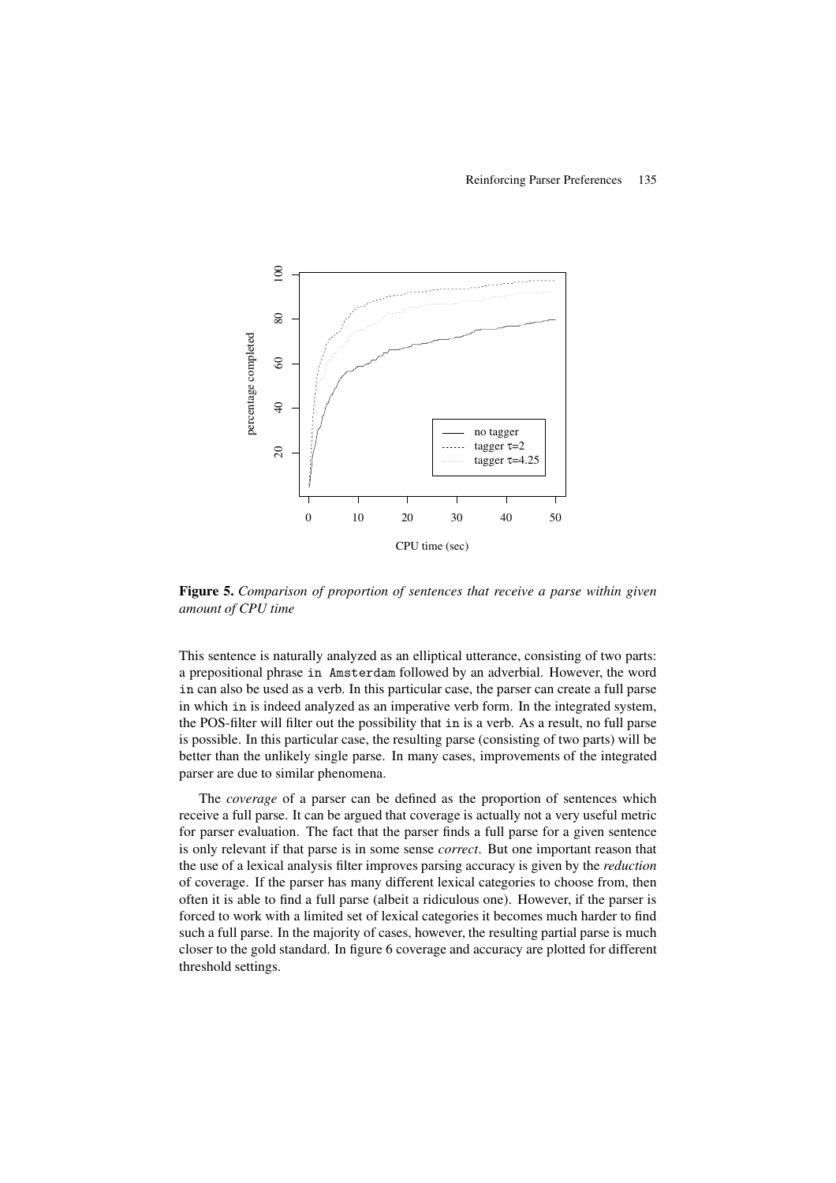percentage completed

100
80
60
40
20

0
10
20
30
40
50

CPU time (sec)

no tagger
tagger τ=2
tagger τ=4.25

**Figure 5.** *Comparison of proportion of sentences that receive a parse within given amount of CPU time*

This sentence is naturally analyzed as an elliptical utterance, consisting of two parts: a prepositional phrase `in Amsterdam` followed by an adverbial. However, the word `in` can also be used as a verb. In this particular case, the parser can create a full parse in which `in` is indeed analyzed as an imperative verb form. In the integrated system, the POS-filter will filter out the possibility that `in` is a verb. As a result, no full parse is possible. In this particular case, the resulting parse (consisting of two parts) will be better than the unlikely single parse. In many cases, improvements of the integrated parser are due to similar phenomena.

The *coverage* of a parser can be defined as the proportion of sentences which receive a full parse. It can be argued that coverage is actually not a very useful metric for parser evaluation. The fact that the parser finds a full parse for a given sentence is only relevant if that parse is in some sense *correct*. But one important reason that the use of a lexical analysis filter improves parsing accuracy is given by the *reduction* of coverage. If the parser has many different lexical categories to choose from, then often it is able to find a full parse (albeit a ridiculous one). However, if the parser is forced to work with a limited set of lexical categories it becomes much harder to find such a full parse. In the majority of cases, however, the resulting partial parse is much closer to the gold standard. In figure 6 coverage and accuracy are plotted for different threshold settings.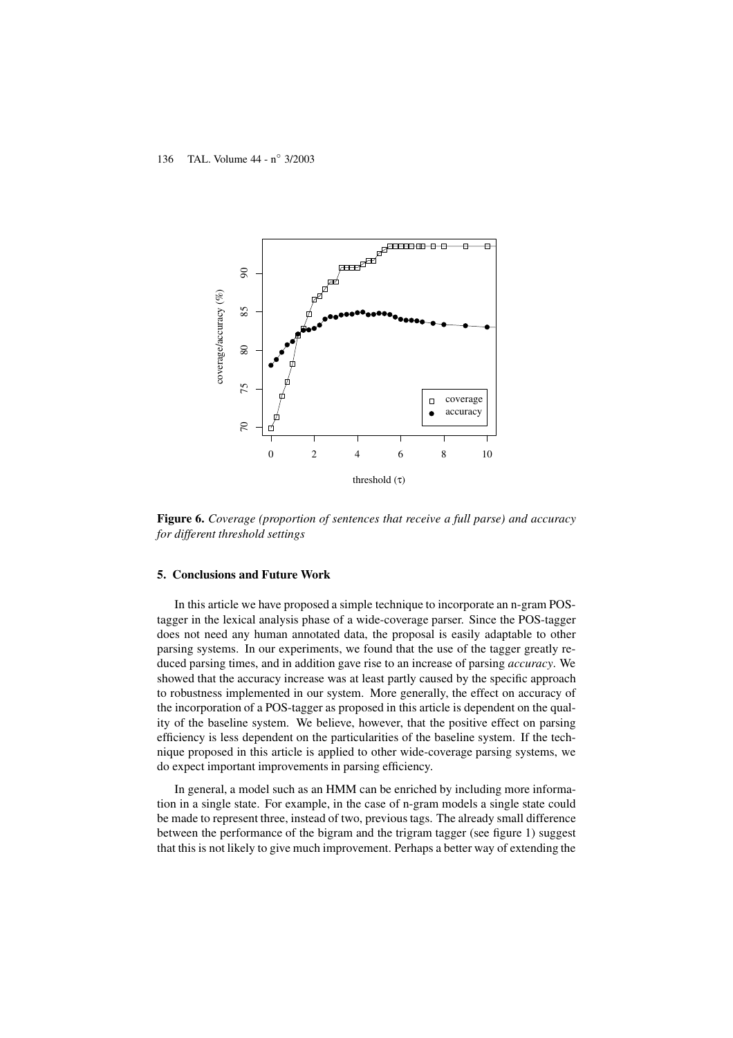coverage/accuracy (%)

70
75
80
85
90

0
2
4
6
8
10

threshold ($\tau$)

coverage
accuracy

**Figure 6.** *Coverage (proportion of sentences that receive a full parse) and accuracy for different threshold settings*

## 5. Conclusions and Future Work

In this article we have proposed a simple technique to incorporate an n-gram POS-tagger in the lexical analysis phase of a wide-coverage parser. Since the POS-tagger does not need any human annotated data, the proposal is easily adaptable to other parsing systems. In our experiments, we found that the use of the tagger greatly reduced parsing times, and in addition gave rise to an increase of parsing *accuracy*. We showed that the accuracy increase was at least partly caused by the specific approach to robustness implemented in our system. More generally, the effect on accuracy of the incorporation of a POS-tagger as proposed in this article is dependent on the quality of the baseline system. We believe, however, that the positive effect on parsing efficiency is less dependent on the particularities of the baseline system. If the technique proposed in this article is applied to other wide-coverage parsing systems, we do expect important improvements in parsing efficiency.

In general, a model such as an HMM can be enriched by including more information in a single state. For example, in the case of n-gram models a single state could be made to represent three, instead of two, previous tags. The already small difference between the performance of the bigram and the trigram tagger (see figure 1) suggest that this is not likely to give much improvement. Perhaps a better way of extending the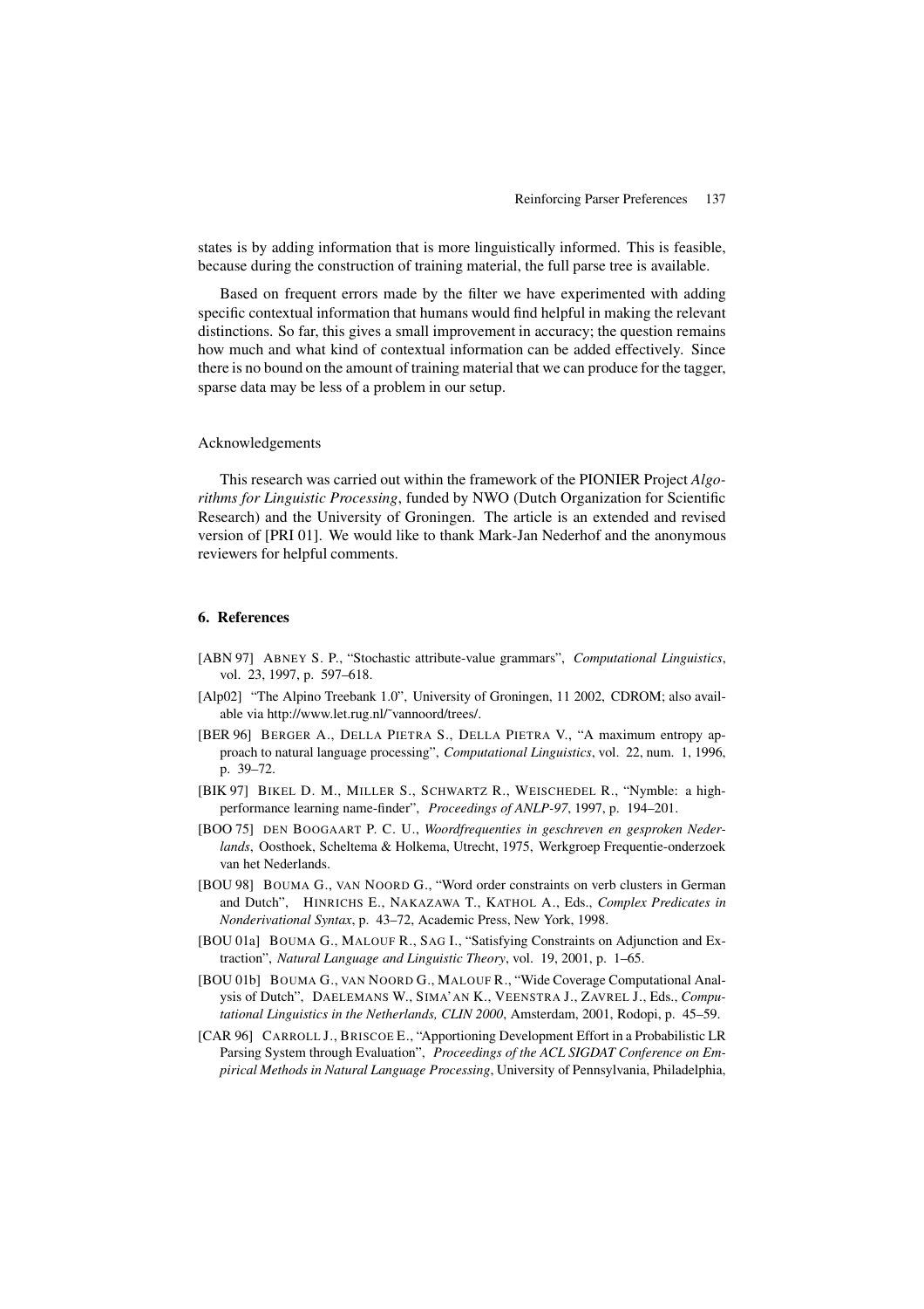states is by adding information that is more linguistically informed. This is feasible, because during the construction of training material, the full parse tree is available.

Based on frequent errors made by the filter we have experimented with adding specific contextual information that humans would find helpful in making the relevant distinctions. So far, this gives a small improvement in accuracy; the question remains how much and what kind of contextual information can be added effectively. Since there is no bound on the amount of training material that we can produce for the tagger, sparse data may be less of a problem in our setup.

Acknowledgements

This research was carried out within the framework of the PIONIER Project *Algorithms for Linguistic Processing*, funded by NWO (Dutch Organization for Scientific Research) and the University of Groningen. The article is an extended and revised version of [PRI 01]. We would like to thank Mark-Jan Nederhof and the anonymous reviewers for helpful comments.

## 6. References

[ABN 97] ABNEY S. P., "Stochastic attribute-value grammars", *Computational Linguistics*, vol. 23, 1997, p. 597–618.

[Alp02] "The Alpino Treebank 1.0", University of Groningen, 11 2002, CDROM; also available via http://www.let.rug.nl/˜vannoord/trees/.

[BER 96] BERGER A., DELLA PIETRA S., DELLA PIETRA V., "A maximum entropy approach to natural language processing", *Computational Linguistics*, vol. 22, num. 1, 1996, p. 39–72.

[BIK 97] BIKEL D. M., MILLER S., SCHWARTZ R., WEISCHEDEL R., "Nymble: a high-performance learning name-finder", *Proceedings of ANLP-97*, 1997, p. 194–201.

[BOO 75] DEN BOOGAART P. C. U., *Woordfrequenties in geschreven en gesproken Nederlands*, Oosthoek, Scheltema & Holkema, Utrecht, 1975, Werkgroep Frequentie-onderzoek van het Nederlands.

[BOU 98] BOUMA G., VAN NOORD G., "Word order constraints on verb clusters in German and Dutch", HINRICHS E., NAKAZAWA T., KATHOL A., Eds., *Complex Predicates in Nonderivational Syntax*, p. 43–72, Academic Press, New York, 1998.

[BOU 01a] BOUMA G., MALOUF R., SAG I., "Satisfying Constraints on Adjunction and Extraction", *Natural Language and Linguistic Theory*, vol. 19, 2001, p. 1–65.

[BOU 01b] BOUMA G., VAN NOORD G., MALOUF R., "Wide Coverage Computational Analysis of Dutch", DAELEMANS W., SIMA'AN K., VEENSTRA J., ZAVREL J., Eds., *Computational Linguistics in the Netherlands, CLIN 2000*, Amsterdam, 2001, Rodopi, p. 45–59.

[CAR 96] CARROLL J., BRISCOE E., "Apportioning Development Effort in a Probabilistic LR Parsing System through Evaluation", *Proceedings of the ACL SIGDAT Conference on Empirical Methods in Natural Language Processing*, University of Pennsylvania, Philadelphia,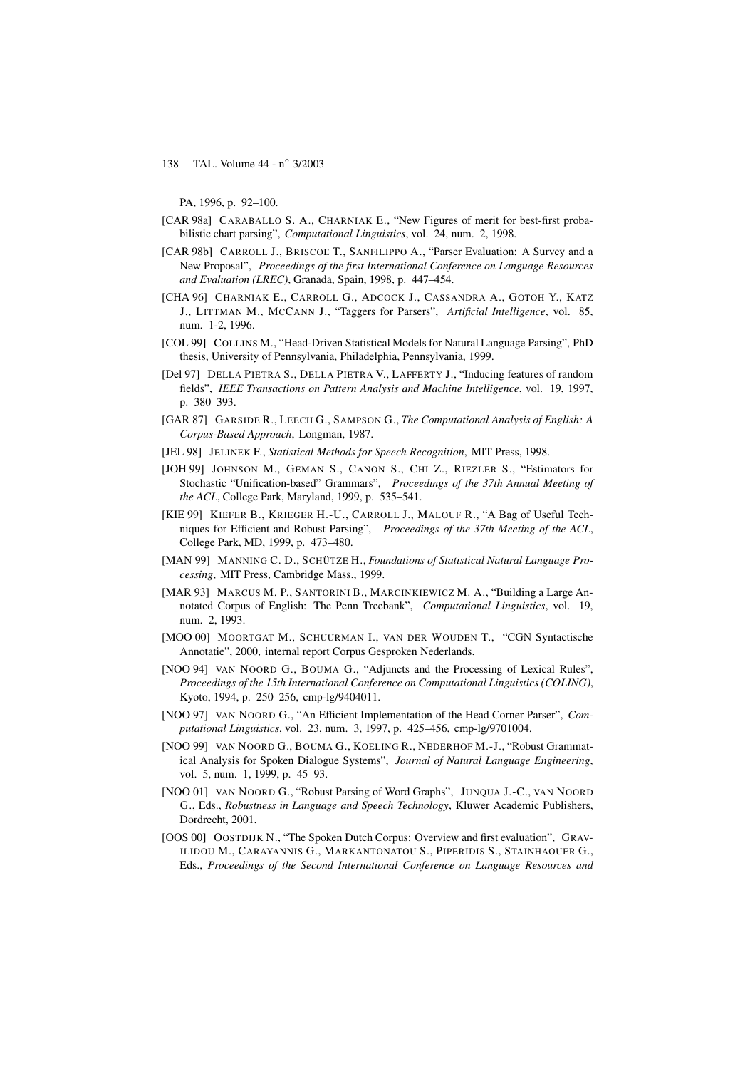PA, 1996, p. 92–100.

[CAR 98a] CARABALLO S. A., CHARNIAK E., "New Figures of merit for best-first probabilistic chart parsing", *Computational Linguistics*, vol. 24, num. 2, 1998.

[CAR 98b] CARROLL J., BRISCOE T., SANFILIPPO A., "Parser Evaluation: A Survey and a New Proposal", *Proceedings of the first International Conference on Language Resources and Evaluation (LREC)*, Granada, Spain, 1998, p. 447–454.

[CHA 96] CHARNIAK E., CARROLL G., ADCOCK J., CASSANDRA A., GOTOH Y., KATZ J., LITTMAN M., MCCANN J., "Taggers for Parsers", *Artificial Intelligence*, vol. 85, num. 1-2, 1996.

[COL 99] COLLINS M., "Head-Driven Statistical Models for Natural Language Parsing", PhD thesis, University of Pennsylvania, Philadelphia, Pennsylvania, 1999.

[Del 97] DELLA PIETRA S., DELLA PIETRA V., LAFFERTY J., "Inducing features of random fields", *IEEE Transactions on Pattern Analysis and Machine Intelligence*, vol. 19, 1997, p. 380–393.

[GAR 87] GARSIDE R., LEECH G., SAMPSON G., *The Computational Analysis of English: A Corpus-Based Approach*, Longman, 1987.

[JEL 98] JELINEK F., *Statistical Methods for Speech Recognition*, MIT Press, 1998.

[JOH 99] JOHNSON M., GEMAN S., CANON S., CHI Z., RIEZLER S., "Estimators for Stochastic "Unification-based" Grammars", *Proceedings of the 37th Annual Meeting of the ACL*, College Park, Maryland, 1999, p. 535–541.

[KIE 99] KIEFER B., KRIEGER H.-U., CARROLL J., MALOUF R., "A Bag of Useful Techniques for Efficient and Robust Parsing", *Proceedings of the 37th Meeting of the ACL*, College Park, MD, 1999, p. 473–480.

[MAN 99] MANNING C. D., SCHÜTZE H., *Foundations of Statistical Natural Language Processing*, MIT Press, Cambridge Mass., 1999.

[MAR 93] MARCUS M. P., SANTORINI B., MARCINKIEWICZ M. A., "Building a Large Annotated Corpus of English: The Penn Treebank", *Computational Linguistics*, vol. 19, num. 2, 1993.

[MOO 00] MOORTGAT M., SCHUURMAN I., VAN DER WOUDEN T., "CGN Syntactische Annotatie", 2000, internal report Corpus Gesproken Nederlands.

[NOO 94] VAN NOORD G., BOUMA G., "Adjuncts and the Processing of Lexical Rules", *Proceedings of the 15th International Conference on Computational Linguistics (COLING)*, Kyoto, 1994, p. 250–256, cmp-lg/9404011.

[NOO 97] VAN NOORD G., "An Efficient Implementation of the Head Corner Parser", *Computational Linguistics*, vol. 23, num. 3, 1997, p. 425–456, cmp-lg/9701004.

[NOO 99] VAN NOORD G., BOUMA G., KOELING R., NEDERHOF M.-J., "Robust Grammatical Analysis for Spoken Dialogue Systems", *Journal of Natural Language Engineering*, vol. 5, num. 1, 1999, p. 45–93.

[NOO 01] VAN NOORD G., "Robust Parsing of Word Graphs", JUNQUA J.-C., VAN NOORD G., Eds., *Robustness in Language and Speech Technology*, Kluwer Academic Publishers, Dordrecht, 2001.

[OOS 00] OOSTDIJK N., "The Spoken Dutch Corpus: Overview and first evaluation", GRAVILIDOU M., CARAYANNIS G., MARKANTONATOU S., PIPERIDIS S., STAINHAOUER G., Eds., *Proceedings of the Second International Conference on Language Resources and*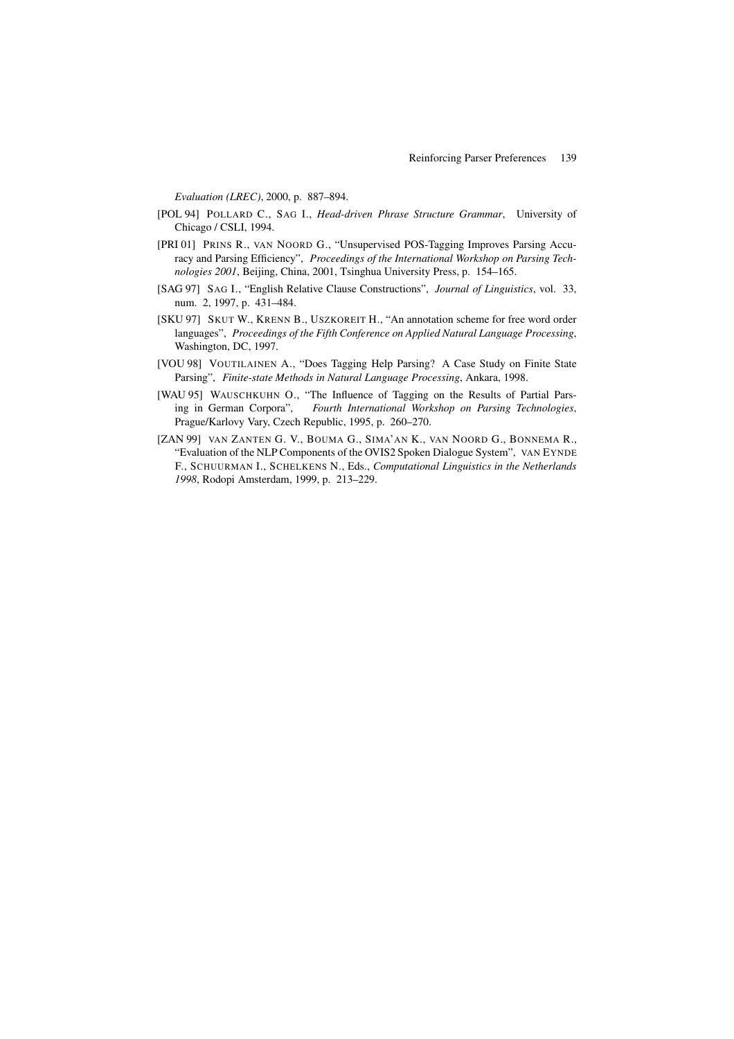*Evaluation (LREC)*, 2000, p. 887–894.

[POL 94] POLLARD C., SAG I., *Head-driven Phrase Structure Grammar*, University of Chicago / CSLI, 1994.

[PRI 01] PRINS R., VAN NOORD G., "Unsupervised POS-Tagging Improves Parsing Accuracy and Parsing Efficiency", *Proceedings of the International Workshop on Parsing Technologies 2001*, Beijing, China, 2001, Tsinghua University Press, p. 154–165.

[SAG 97] SAG I., "English Relative Clause Constructions", *Journal of Linguistics*, vol. 33, num. 2, 1997, p. 431–484.

[SKU 97] SKUT W., KRENN B., USZKOREIT H., "An annotation scheme for free word order languages", *Proceedings of the Fifth Conference on Applied Natural Language Processing*, Washington, DC, 1997.

[VOU 98] VOUTILAINEN A., "Does Tagging Help Parsing? A Case Study on Finite State Parsing", *Finite-state Methods in Natural Language Processing*, Ankara, 1998.

[WAU 95] WAUSCHKUHN O., "The Influence of Tagging on the Results of Partial Parsing in German Corpora", *Fourth International Workshop on Parsing Technologies*, Prague/Karlovy Vary, Czech Republic, 1995, p. 260–270.

[ZAN 99] VAN ZANTEN G. V., BOUMA G., SIMA'AN K., VAN NOORD G., BONNEMA R., "Evaluation of the NLP Components of the OVIS2 Spoken Dialogue System", VAN EYNDE F., SCHUURMAN I., SCHELKENS N., Eds., *Computational Linguistics in the Netherlands 1998*, Rodopi Amsterdam, 1999, p. 213–229.